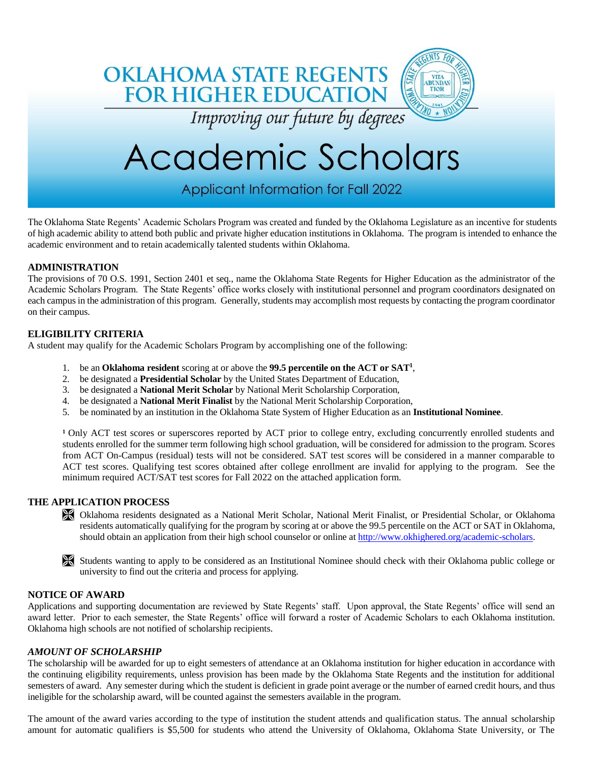# OKLAHOMA STATE REGENTS FOR HIGHER EDUCATION

*Improving our future by degrees*

# Academic Scholars

## Applicant Information for Fall 2022

The Oklahoma State Regents' Academic Scholars Program was created and funded by the Oklahoma Legislature as an incentive for students of high academic ability to attend both public and private higher education institutions in Oklahoma. The program is intended to enhance the academic environment and to retain academically talented students within Oklahoma.

### ADMINISTRATION

The provisions of 70 O.S. 1991, Section 2401 et seq., name the Oklahoma State Regents for Higher Education as the administrator of the Academic Scholars Program. The State Regents' office works closely with institutional personnel and program coordinators designated on each campus in the administration of this program. Generally, students may accomplish most requests by contacting the program coordinator on their campus.

### ELIGIBILITY CRITERIA

A student may qualify for the Academic Scholars Program by accomplishing one of the following:

1. be an **Oklahoma resident** scoring at or above the **99.5 percentile on the ACT or SAT[1]**,
2. be designated a **Presidential Scholar** by the United States Department of Education,
3. be designated a **National Merit Scholar** by National Merit Scholarship Corporation,
4. be designated a **National Merit Finalist** by the National Merit Scholarship Corporation,
5. be nominated by an institution in the Oklahoma State System of Higher Education as an **Institutional Nominee**.

[1] Only ACT test scores or superscores reported by ACT prior to college entry, excluding concurrently enrolled students and students enrolled for the summer term following high school graduation, will be considered for admission to the program. Scores from ACT On-Campus (residual) tests will not be considered. SAT test scores will be considered in a manner comparable to ACT test scores. Qualifying test scores obtained after college enrollment are invalid for applying to the program. See the minimum required ACT/SAT test scores for Fall 2022 on the attached application form.

### THE APPLICATION PROCESS

- Oklahoma residents designated as a National Merit Scholar, National Merit Finalist, or Presidential Scholar, or Oklahoma residents automatically qualifying for the program by scoring at or above the 99.5 percentile on the ACT or SAT in Oklahoma, should obtain an application from their high school counselor or online at http://www.okhighered.org/academic-scholars.

- Students wanting to apply to be considered as an Institutional Nominee should check with their Oklahoma public college or university to find out the criteria and process for applying.

### NOTICE OF AWARD

Applications and supporting documentation are reviewed by State Regents' staff. Upon approval, the State Regents' office will send an award letter. Prior to each semester, the State Regents' office will forward a roster of Academic Scholars to each Oklahoma institution. Oklahoma high schools are not notified of scholarship recipients.

### *AMOUNT OF SCHOLARSHIP*

The scholarship will be awarded for up to eight semesters of attendance at an Oklahoma institution for higher education in accordance with the continuing eligibility requirements, unless provision has been made by the Oklahoma State Regents and the institution for additional semesters of award. Any semester during which the student is deficient in grade point average or the number of earned credit hours, and thus ineligible for the scholarship award, will be counted against the semesters available in the program.

The amount of the award varies according to the type of institution the student attends and qualification status. The annual scholarship amount for automatic qualifiers is $5,500 for students who attend the University of Oklahoma, Oklahoma State University, or The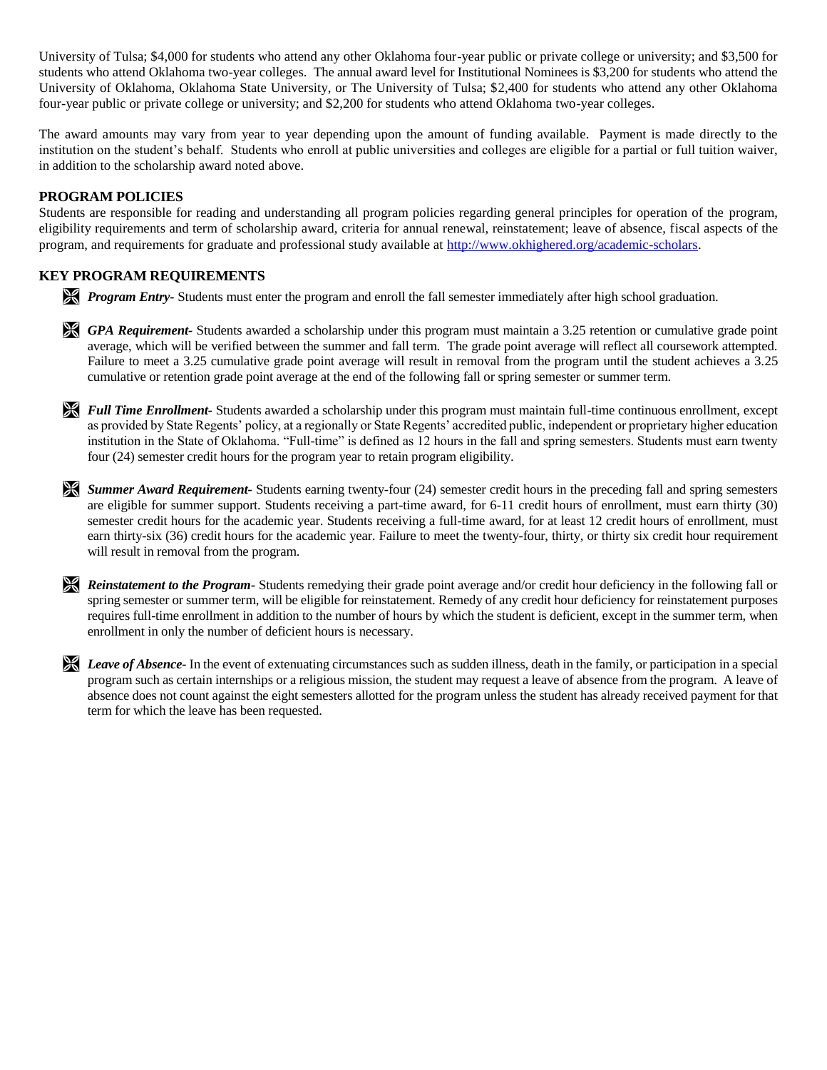University of Tulsa; $4,000 for students who attend any other Oklahoma four-year public or private college or university; and $3,500 for students who attend Oklahoma two-year colleges. The annual award level for Institutional Nominees is $3,200 for students who attend the University of Oklahoma, Oklahoma State University, or The University of Tulsa; $2,400 for students who attend any other Oklahoma four-year public or private college or university; and $2,200 for students who attend Oklahoma two-year colleges.

The award amounts may vary from year to year depending upon the amount of funding available. Payment is made directly to the institution on the student's behalf. Students who enroll at public universities and colleges are eligible for a partial or full tuition waiver, in addition to the scholarship award noted above.

## PROGRAM POLICIES

Students are responsible for reading and understanding all program policies regarding general principles for operation of the program, eligibility requirements and term of scholarship award, criteria for annual renewal, reinstatement; leave of absence, fiscal aspects of the program, and requirements for graduate and professional study available at [http://www.okhighered.org/academic-scholars](http://www.okhighered.org/academic-scholars).

## KEY PROGRAM REQUIREMENTS

- ***Program Entry-*** Students must enter the program and enroll the fall semester immediately after high school graduation.

- ***GPA Requirement-*** Students awarded a scholarship under this program must maintain a 3.25 retention or cumulative grade point average, which will be verified between the summer and fall term. The grade point average will reflect all coursework attempted. Failure to meet a 3.25 cumulative grade point average will result in removal from the program until the student achieves a 3.25 cumulative or retention grade point average at the end of the following fall or spring semester or summer term.

- ***Full Time Enrollment-*** Students awarded a scholarship under this program must maintain full-time continuous enrollment, except as provided by State Regents' policy, at a regionally or State Regents' accredited public, independent or proprietary higher education institution in the State of Oklahoma. "Full-time" is defined as 12 hours in the fall and spring semesters. Students must earn twenty four (24) semester credit hours for the program year to retain program eligibility.

- ***Summer Award Requirement-*** Students earning twenty-four (24) semester credit hours in the preceding fall and spring semesters are eligible for summer support. Students receiving a part-time award, for 6-11 credit hours of enrollment, must earn thirty (30) semester credit hours for the academic year. Students receiving a full-time award, for at least 12 credit hours of enrollment, must earn thirty-six (36) credit hours for the academic year. Failure to meet the twenty-four, thirty, or thirty six credit hour requirement will result in removal from the program.

- ***Reinstatement to the Program-*** Students remedying their grade point average and/or credit hour deficiency in the following fall or spring semester or summer term, will be eligible for reinstatement. Remedy of any credit hour deficiency for reinstatement purposes requires full-time enrollment in addition to the number of hours by which the student is deficient, except in the summer term, when enrollment in only the number of deficient hours is necessary.

- ***Leave of Absence-*** In the event of extenuating circumstances such as sudden illness, death in the family, or participation in a special program such as certain internships or a religious mission, the student may request a leave of absence from the program. A leave of absence does not count against the eight semesters allotted for the program unless the student has already received payment for that term for which the leave has been requested.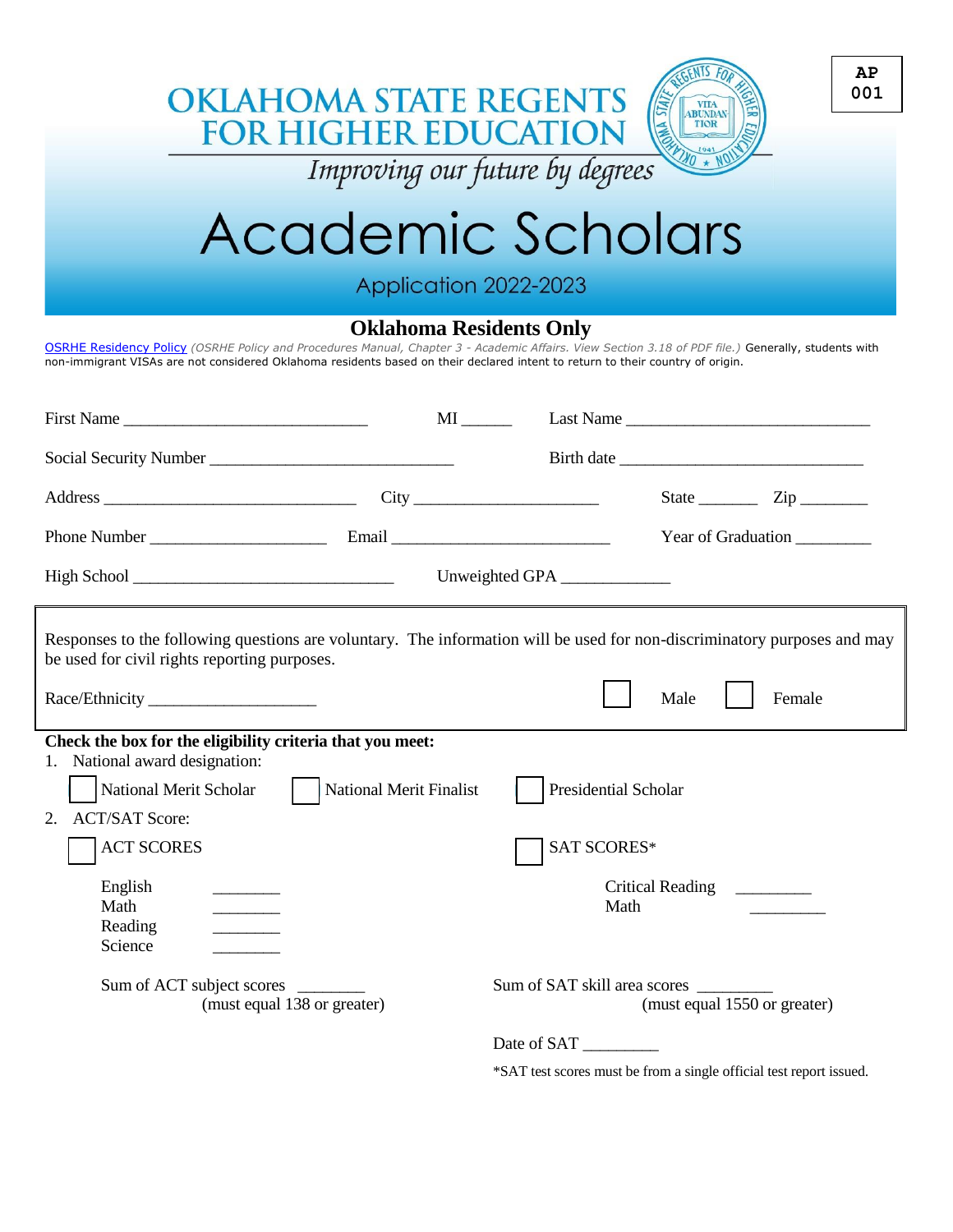AP 001

# OKLAHOMA STATE REGENTS FOR HIGHER EDUCATION

*Improving our future by degrees*

# Academic Scholars

Application 2022-2023

## Oklahoma Residents Only

OSRHE Residency Policy *(OSRHE Policy and Procedures Manual, Chapter 3 - Academic Affairs. View Section 3.18 of PDF file.)* Generally, students with non-immigrant VISAs are not considered Oklahoma residents based on their declared intent to return to their country of origin.

First Name ____________________________ MI ______ Last Name ____________________________

Social Security Number ____________________________ Birth date ____________________________

Address ______________________________ City _____________________ State _______ Zip ________

Phone Number ____________________ Email _________________________ Year of Graduation _________

High School ______________________________ Unweighted GPA ____________

Responses to the following questions are voluntary. The information will be used for non-discriminatory purposes and may be used for civil rights reporting purposes.

Race/Ethnicity ___________________ ☐ Male ☐ Female

**Check the box for the eligibility criteria that you meet:**

1. National award designation:

   ☐ National Merit Scholar ☐ National Merit Finalist ☐ Presidential Scholar

2. ACT/SAT Score:

   ☐ ACT SCORES

   English ________
   Math ________
   Reading ________
   Science ________

   Sum of ACT subject scores ________
   (must equal 138 or greater)

   ☐ SAT SCORES*

   Critical Reading _________
   Math _________

   Sum of SAT skill area scores _________
   (must equal 1550 or greater)

   Date of SAT _________

   *SAT test scores must be from a single official test report issued.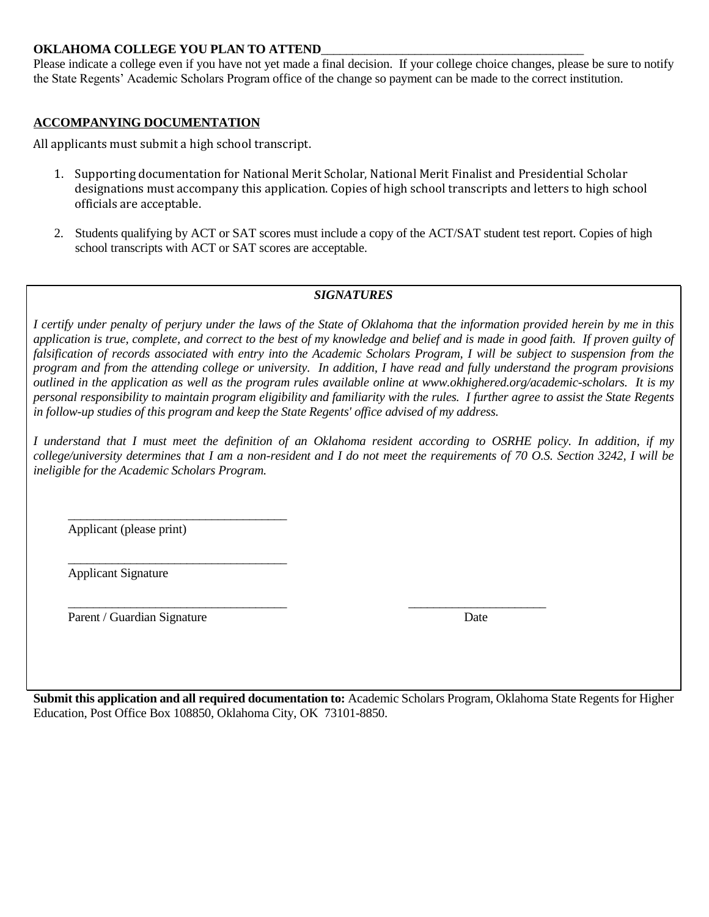**OKLAHOMA COLLEGE YOU PLAN TO ATTEND**____________________________________________

Please indicate a college even if you have not yet made a final decision. If your college choice changes, please be sure to notify the State Regents' Academic Scholars Program office of the change so payment can be made to the correct institution.

## ACCOMPANYING DOCUMENTATION

All applicants must submit a high school transcript.

1. Supporting documentation for National Merit Scholar, National Merit Finalist and Presidential Scholar designations must accompany this application. Copies of high school transcripts and letters to high school officials are acceptable.
2. Students qualifying by ACT or SAT scores must include a copy of the ACT/SAT student test report. Copies of high school transcripts with ACT or SAT scores are acceptable.

### *SIGNATURES*

*I certify under penalty of perjury under the laws of the State of Oklahoma that the information provided herein by me in this application is true, complete, and correct to the best of my knowledge and belief and is made in good faith. If proven guilty of falsification of records associated with entry into the Academic Scholars Program, I will be subject to suspension from the program and from the attending college or university. In addition, I have read and fully understand the program provisions outlined in the application as well as the program rules available online at www.okhighered.org/academic-scholars. It is my personal responsibility to maintain program eligibility and familiarity with the rules. I further agree to assist the State Regents in follow-up studies of this program and keep the State Regents' office advised of my address.*

*I understand that I must meet the definition of an Oklahoma resident according to OSRHE policy. In addition, if my college/university determines that I am a non-resident and I do not meet the requirements of 70 O.S. Section 3242, I will be ineligible for the Academic Scholars Program.*

___________________________________
Applicant (please print)

___________________________________
Applicant Signature

___________________________________ ______________________
Parent / Guardian Signature Date

**Submit this application and all required documentation to:** Academic Scholars Program, Oklahoma State Regents for Higher Education, Post Office Box 108850, Oklahoma City, OK 73101-8850.